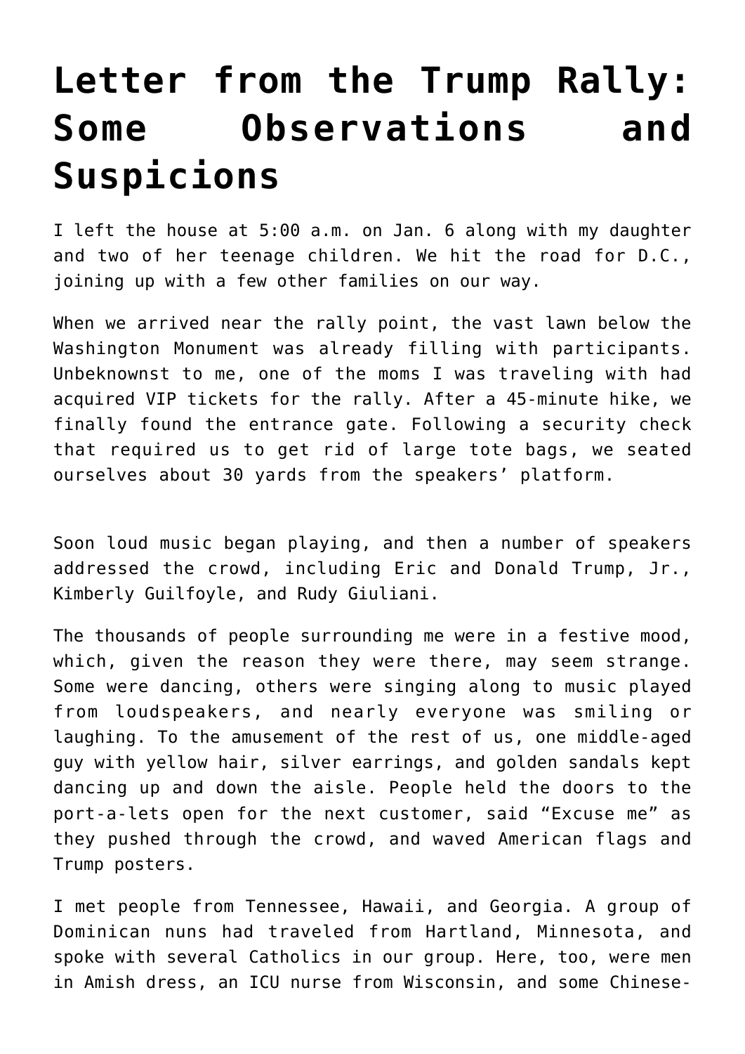# Letter from the Trump Rally: Some Observations and Suspicions

I left the house at 5:00 a.m. on Jan. 6 along with my daughter and two of her teenage children. We hit the road for D.C., joining up with a few other families on our way.

When we arrived near the rally point, the vast lawn below the Washington Monument was already filling with participants. Unbeknownst to me, one of the moms I was traveling with had acquired VIP tickets for the rally. After a 45-minute hike, we finally found the entrance gate. Following a security check that required us to get rid of large tote bags, we seated ourselves about 30 yards from the speakers' platform.

Soon loud music began playing, and then a number of speakers addressed the crowd, including Eric and Donald Trump, Jr., Kimberly Guilfoyle, and Rudy Giuliani.

The thousands of people surrounding me were in a festive mood, which, given the reason they were there, may seem strange. Some were dancing, others were singing along to music played from loudspeakers, and nearly everyone was smiling or laughing. To the amusement of the rest of us, one middle-aged guy with yellow hair, silver earrings, and golden sandals kept dancing up and down the aisle. People held the doors to the port-a-lets open for the next customer, said "Excuse me" as they pushed through the crowd, and waved American flags and Trump posters.

I met people from Tennessee, Hawaii, and Georgia. A group of Dominican nuns had traveled from Hartland, Minnesota, and spoke with several Catholics in our group. Here, too, were men in Amish dress, an ICU nurse from Wisconsin, and some Chinese-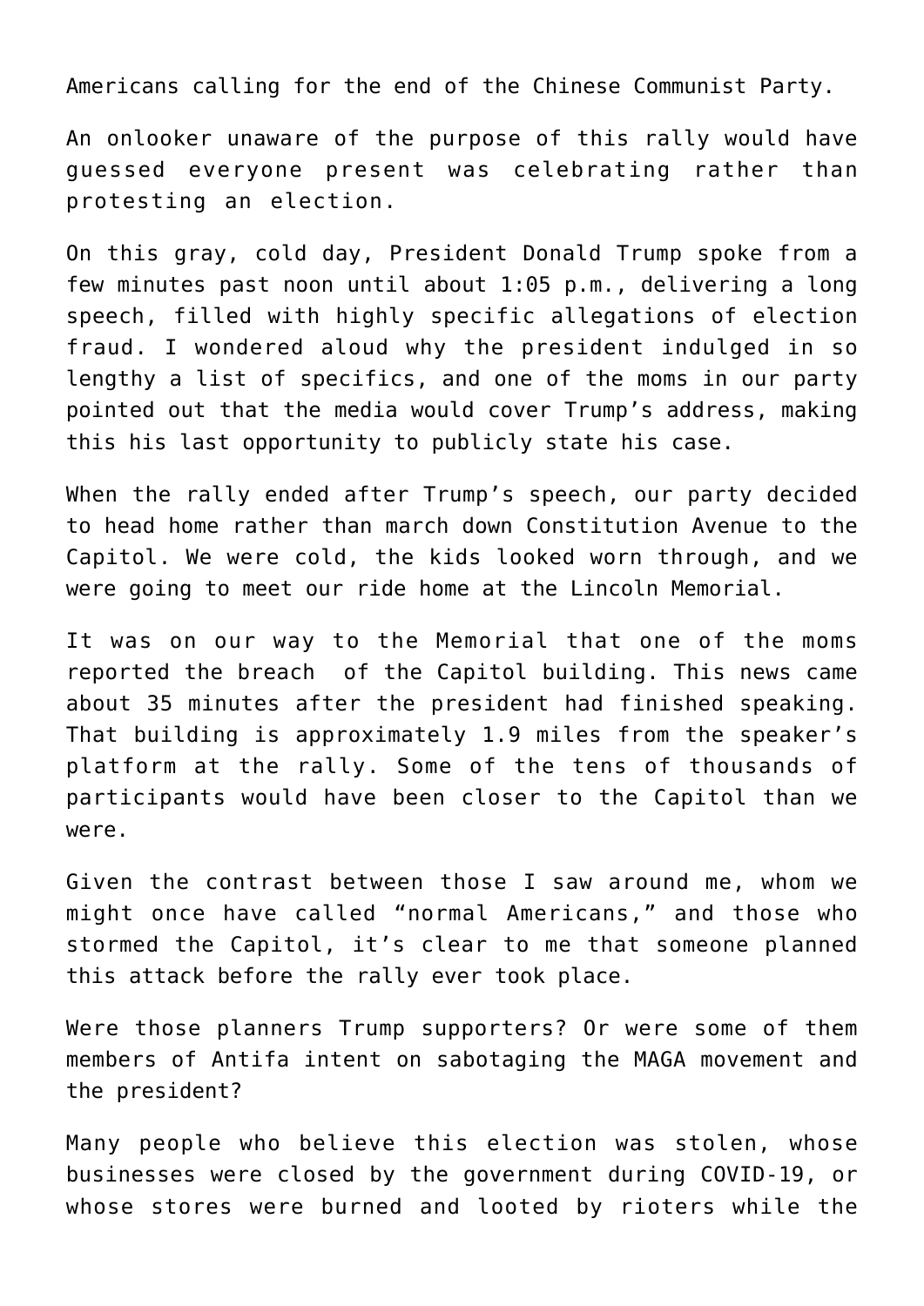Americans calling for the end of the Chinese Communist Party.

An onlooker unaware of the purpose of this rally would have guessed everyone present was celebrating rather than protesting an election.

On this gray, cold day, President Donald Trump spoke from a few minutes past noon until about 1:05 p.m., delivering a long speech, filled with highly specific allegations of election fraud. I wondered aloud why the president indulged in so lengthy a list of specifics, and one of the moms in our party pointed out that the media would cover Trump's address, making this his last opportunity to publicly state his case.

When the rally ended after Trump's speech, our party decided to head home rather than march down Constitution Avenue to the Capitol. We were cold, the kids looked worn through, and we were going to meet our ride home at the Lincoln Memorial.

It was on our way to the Memorial that one of the moms reported the breach of the Capitol building. This news came about 35 minutes after the president had finished speaking. That building is approximately 1.9 miles from the speaker's platform at the rally. Some of the tens of thousands of participants would have been closer to the Capitol than we were.

Given the contrast between those I saw around me, whom we might once have called "normal Americans," and those who stormed the Capitol, it's clear to me that someone planned this attack before the rally ever took place.

Were those planners Trump supporters? Or were some of them members of Antifa intent on sabotaging the MAGA movement and the president?

Many people who believe this election was stolen, whose businesses were closed by the government during COVID-19, or whose stores were burned and looted by rioters while the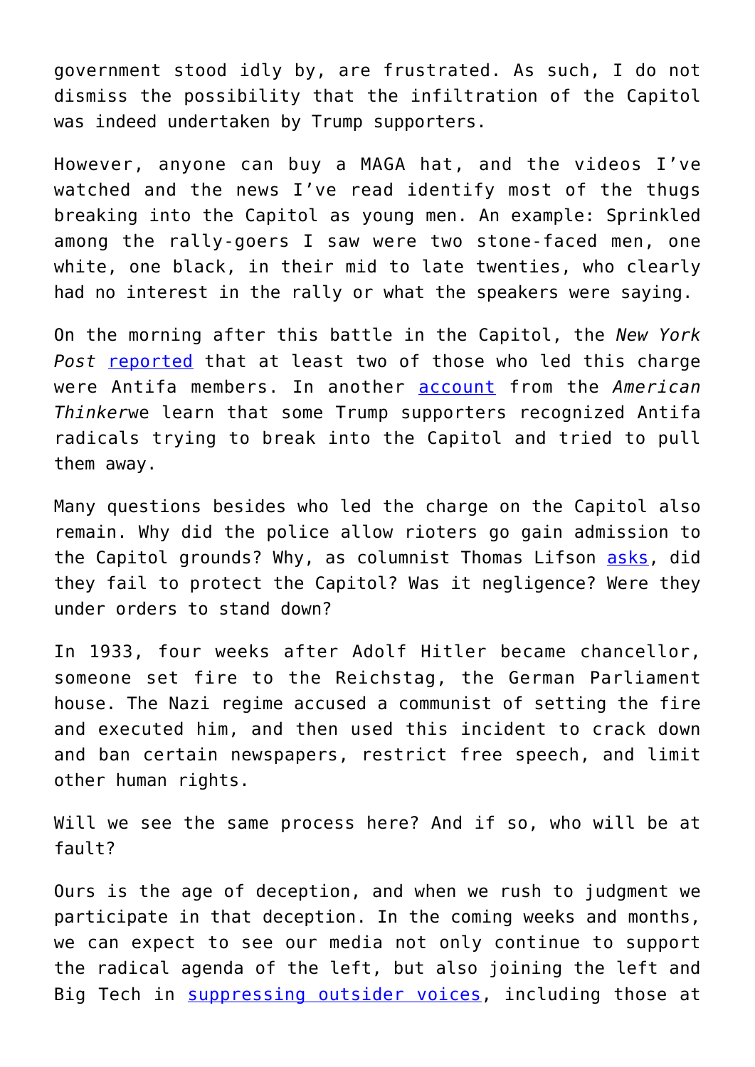government stood idly by, are frustrated. As such, I do not dismiss the possibility that the infiltration of the Capitol was indeed undertaken by Trump supporters.

However, anyone can buy a MAGA hat, and the videos I've watched and the news I've read identify most of the thugs breaking into the Capitol as young men. An example: Sprinkled among the rally-goers I saw were two stone-faced men, one white, one black, in their mid to late twenties, who clearly had no interest in the rally or what the speakers were saying.

On the morning after this battle in the Capitol, the *New York Post* reported that at least two of those who led this charge were Antifa members. In another account from the *American Thinker*we learn that some Trump supporters recognized Antifa radicals trying to break into the Capitol and tried to pull them away.

Many questions besides who led the charge on the Capitol also remain. Why did the police allow rioters go gain admission to the Capitol grounds? Why, as columnist Thomas Lifson asks, did they fail to protect the Capitol? Was it negligence? Were they under orders to stand down?

In 1933, four weeks after Adolf Hitler became chancellor, someone set fire to the Reichstag, the German Parliament house. The Nazi regime accused a communist of setting the fire and executed him, and then used this incident to crack down and ban certain newspapers, restrict free speech, and limit other human rights.

Will we see the same process here? And if so, who will be at fault?

Ours is the age of deception, and when we rush to judgment we participate in that deception. In the coming weeks and months, we can expect to see our media not only continue to support the radical agenda of the left, but also joining the left and Big Tech in suppressing outsider voices, including those at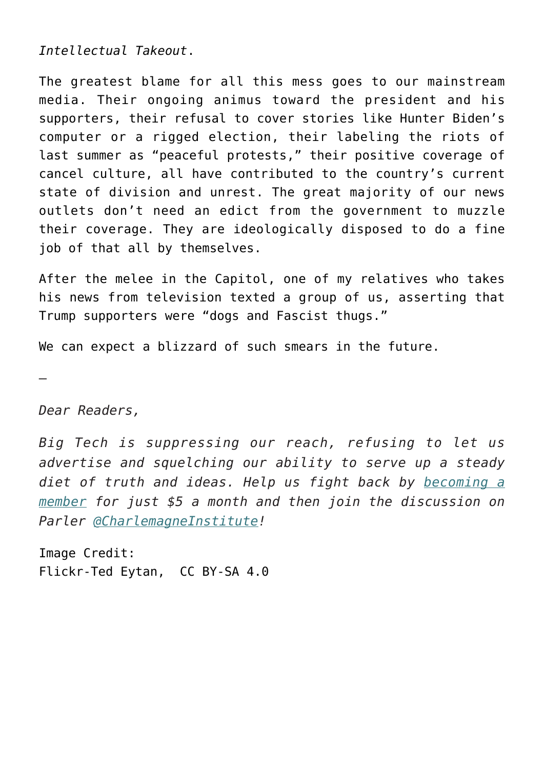*Intellectual Takeout*.

The greatest blame for all this mess goes to our mainstream media. Their ongoing animus toward the president and his supporters, their refusal to cover stories like Hunter Biden's computer or a rigged election, their labeling the riots of last summer as "peaceful protests," their positive coverage of cancel culture, all have contributed to the country's current state of division and unrest. The great majority of our news outlets don't need an edict from the government to muzzle their coverage. They are ideologically disposed to do a fine job of that all by themselves.

After the melee in the Capitol, one of my relatives who takes his news from television texted a group of us, asserting that Trump supporters were "dogs and Fascist thugs."

We can expect a blizzard of such smears in the future.

—

*Dear Readers,*

*Big Tech is suppressing our reach, refusing to let us advertise and squelching our ability to serve up a steady diet of truth and ideas. Help us fight back by [becoming a member](#) for just $5 a month and then join the discussion on Parler [@CharlemagneInstitute](#)!*

Image Credit:
Flickr-Ted Eytan, CC BY-SA 4.0